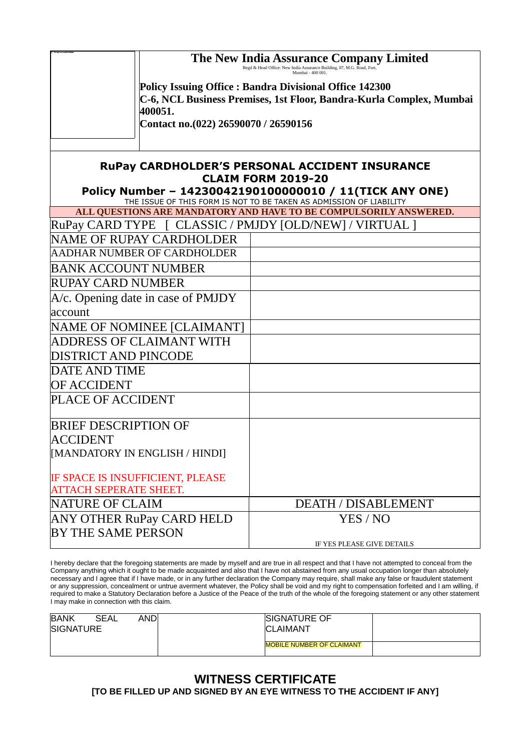# The New India Assurance Company Limited

Regd & Head Office: New India Assurance Building, 87, M.G. Road, Fort, Mumbai - 400 001.

**Policy Issuing Office : Bandra Divisional Office 142300**
**C-6, NCL Business Premises, 1st Floor, Bandra-Kurla Complex, Mumbai 400051.**
**Contact no.(022) 26590070 / 26590156**

## RuPay CARDHOLDER'S PERSONAL ACCIDENT INSURANCE CLAIM FORM 2019-20

### Policy Number – 14230042190100000010 / 11(TICK ANY ONE)

THE ISSUE OF THIS FORM IS NOT TO BE TAKEN AS ADMISSION OF LIABILITY

**ALL QUESTIONS ARE MANDATORY AND HAVE TO BE COMPULSORILY ANSWERED.**

| RuPay CARD TYPE [ CLASSIC / PMJDY [OLD/NEW] / VIRTUAL ] | |
|---|---|
| NAME OF RUPAY CARDHOLDER | |
| AADHAR NUMBER OF CARDHOLDER | |
| BANK ACCOUNT NUMBER | |
| RUPAY CARD NUMBER | |
| A/c. Opening date in case of PMJDY account | |
| NAME OF NOMINEE [CLAIMANT] | |
| ADDRESS OF CLAIMANT WITH DISTRICT AND PINCODE | |
| DATE AND TIME OF ACCIDENT | |
| PLACE OF ACCIDENT | |
| BRIEF DESCRIPTION OF ACCIDENT [MANDATORY IN ENGLISH / HINDI] IF SPACE IS INSUFFICIENT, PLEASE ATTACH SEPERATE SHEET. | |
| NATURE OF CLAIM | DEATH / DISABLEMENT |
| ANY OTHER RuPay CARD HELD BY THE SAME PERSON | YES / NO<br>IF YES PLEASE GIVE DETAILS |

I hereby declare that the foregoing statements are made by myself and are true in all respect and that I have not attempted to conceal from the Company anything which it ought to be made acquainted and also that I have not abstained from any usual occupation longer than absolutely necessary and I agree that if I have made, or in any further declaration the Company may require, shall make any false or fraudulent statement or any suppression, concealment or untrue averment whatever, the Policy shall be void and my right to compensation forfeited and I am willing, if required to make a Statutory Declaration before a Justice of the Peace of the truth of the whole of the foregoing statement or any other statement I may make in connection with this claim.

| BANK SEAL AND SIGNATURE | | SIGNATURE OF CLAIMANT | |
|---|---|---|---|
| | | MOBILE NUMBER OF CLAIMANT | |

## WITNESS CERTIFICATE

**[TO BE FILLED UP AND SIGNED BY AN EYE WITNESS TO THE ACCIDENT IF ANY]**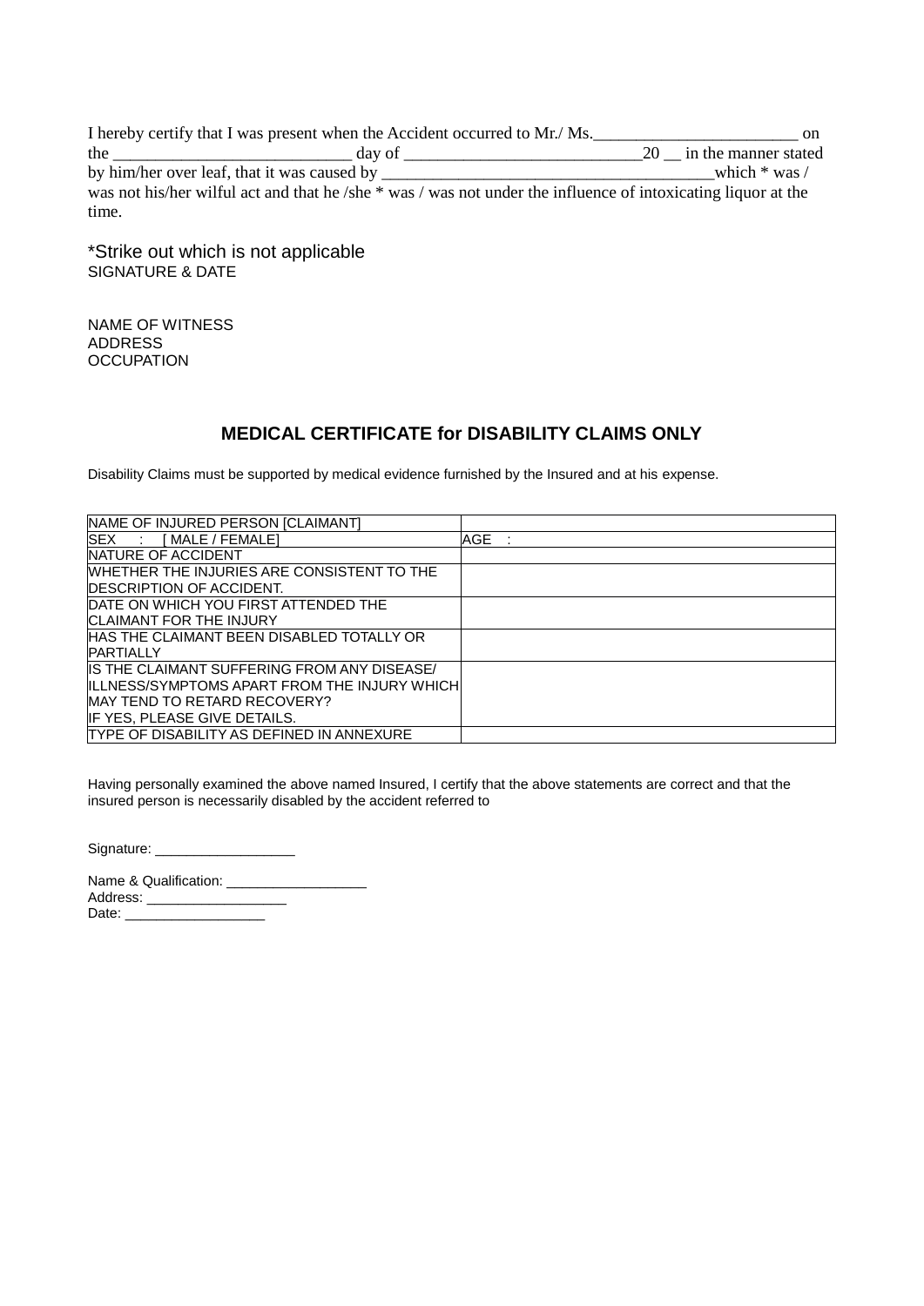I hereby certify that I was present when the Accident occurred to Mr./ Ms.________________________ on the ____________________________ day of ____________________________20 __ in the manner stated by him/her over leaf, that it was caused by _______________________________________which * was / was not his/her wilful act and that he /she * was / was not under the influence of intoxicating liquor at the time.

*Strike out which is not applicable
SIGNATURE & DATE

NAME OF WITNESS
ADDRESS
OCCUPATION

## MEDICAL CERTIFICATE for DISABILITY CLAIMS ONLY

Disability Claims must be supported by medical evidence furnished by the Insured and at his expense.

| NAME OF INJURED PERSON [CLAIMANT] | |
|---|---|
| SEX : [ MALE / FEMALE] | AGE : |
| NATURE OF ACCIDENT | |
| WHETHER THE INJURIES ARE CONSISTENT TO THE DESCRIPTION OF ACCIDENT. | |
| DATE ON WHICH YOU FIRST ATTENDED THE CLAIMANT FOR THE INJURY | |
| HAS THE CLAIMANT BEEN DISABLED TOTALLY OR PARTIALLY | |
| IS THE CLAIMANT SUFFERING FROM ANY DISEASE/ ILLNESS/SYMPTOMS APART FROM THE INJURY WHICH MAY TEND TO RETARD RECOVERY? IF YES, PLEASE GIVE DETAILS. | |
| TYPE OF DISABILITY AS DEFINED IN ANNEXURE | |

Having personally examined the above named Insured, I certify that the above statements are correct and that the insured person is necessarily disabled by the accident referred to

Signature: __________________

Name & Qualification: __________________
Address: __________________
Date: __________________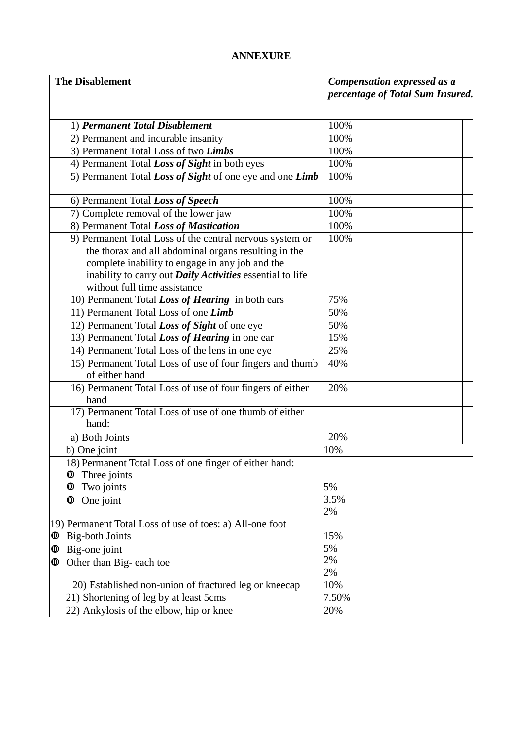## ANNEXURE

| **The Disablement** | ***Compensation expressed as a percentage of Total Sum Insured.*** |
|---|---|
| 1) ***Permanent Total Disablement*** | 100% |
| 2) Permanent and incurable insanity | 100% |
| 3) Permanent Total Loss of two ***Limbs*** | 100% |
| 4) Permanent Total ***Loss of Sight*** in both eyes | 100% |
| 5) Permanent Total ***Loss of Sight*** of one eye and one ***Limb*** | 100% |
| 6) Permanent Total ***Loss of Speech*** | 100% |
| 7) Complete removal of the lower jaw | 100% |
| 8) Permanent Total ***Loss of Mastication*** | 100% |
| 9) Permanent Total Loss of the central nervous system or the thorax and all abdominal organs resulting in the complete inability to engage in any job and the inability to carry out ***Daily Activities*** essential to life without full time assistance | 100% |
| 10) Permanent Total ***Loss of Hearing*** in both ears | 75% |
| 11) Permanent Total Loss of one ***Limb*** | 50% |
| 12) Permanent Total ***Loss of Sight*** of one eye | 50% |
| 13) Permanent Total ***Loss of Hearing*** in one ear | 15% |
| 14) Permanent Total Loss of the lens in one eye | 25% |
| 15) Permanent Total Loss of use of four fingers and thumb of either hand | 40% |
| 16) Permanent Total Loss of use of four fingers of either hand | 20% |
| 17) Permanent Total Loss of use of one thumb of either hand: a) Both Joints | 20% |
| b) One joint | 10% |
| 18) Permanent Total Loss of one finger of either hand: ❿ Three joints ❿ Two joints ❿ One joint | 5% 3.5% 2% |
| 19) Permanent Total Loss of use of toes: a) All-one foot ❿ Big-both Joints ❿ Big-one joint ❿ Other than Big- each toe | 15% 5% 2% 2% |
| 20) Established non-union of fractured leg or kneecap | 10% |
| 21) Shortening of leg by at least 5cms | 7.50% |
| 22) Ankylosis of the elbow, hip or knee | 20% |